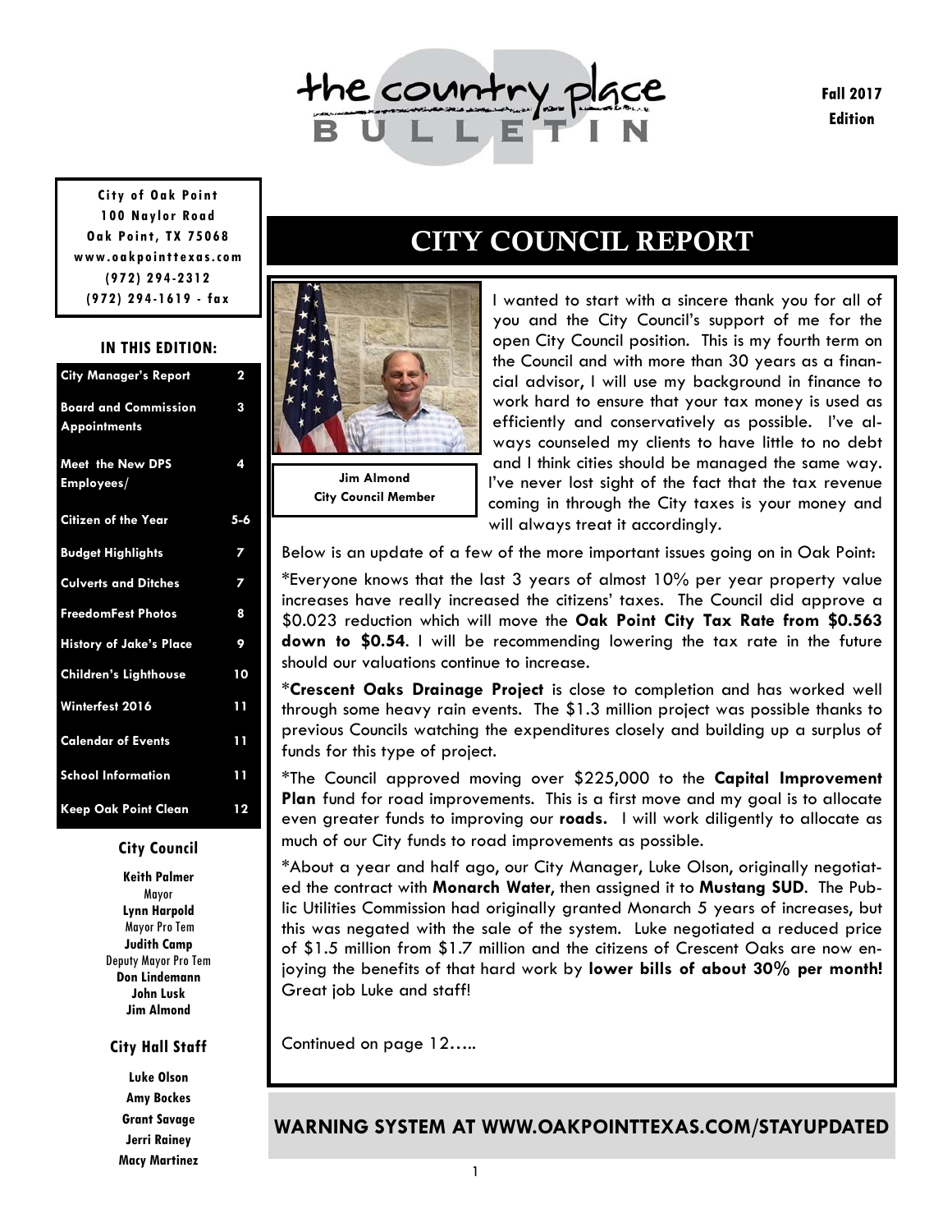# the country place BULLETIN

**Fall 2017 Edition**

**City of Oak Point**
**100 Naylor Road**
**Oak Point, TX 75068**
**www.oakpointtexas.com**
**(972) 294-2312**
**(972) 294-1619 - fax**

### IN THIS EDITION:

| Section | Page |
| --- | --- |
| City Manager's Report | 2 |
| Board and Commission Appointments | 3 |
| Meet the New DPS Employees/ | 4 |
| Citizen of the Year | 5-6 |
| Budget Highlights | 7 |
| Culverts and Ditches | 7 |
| FreedomFest Photos | 8 |
| History of Jake's Place | 9 |
| Children's Lighthouse | 10 |
| Winterfest 2016 | 11 |
| Calendar of Events | 11 |
| School Information | 11 |
| Keep Oak Point Clean | 12 |

### City Council

**Keith Palmer**
Mayor
**Lynn Harpold**
Mayor Pro Tem
**Judith Camp**
Deputy Mayor Pro Tem
**Don Lindemann**
**John Lusk**
**Jim Almond**

### City Hall Staff

**Luke Olson**
**Amy Bockes**
**Grant Savage**
**Jerri Rainey**
**Macy Martinez**

## CITY COUNCIL REPORT

**Jim Almond**
**City Council Member**

I wanted to start with a sincere thank you for all of you and the City Council's support of me for the open City Council position. This is my fourth term on the Council and with more than 30 years as a financial advisor, I will use my background in finance to work hard to ensure that your tax money is used as efficiently and conservatively as possible. I've always counseled my clients to have little to no debt and I think cities should be managed the same way. I've never lost sight of the fact that the tax revenue coming in through the City taxes is your money and will always treat it accordingly.

Below is an update of a few of the more important issues going on in Oak Point:

*Everyone knows that the last 3 years of almost 10% per year property value increases have really increased the citizens' taxes. The Council did approve a $0.023 reduction which will move the **Oak Point City Tax Rate from $0.563 down to $0.54**. I will be recommending lowering the tax rate in the future should our valuations continue to increase.

***Crescent Oaks Drainage Project** is close to completion and has worked well through some heavy rain events. The $1.3 million project was possible thanks to previous Councils watching the expenditures closely and building up a surplus of funds for this type of project.

*The Council approved moving over $225,000 to the **Capital Improvement Plan** fund for road improvements. This is a first move and my goal is to allocate even greater funds to improving our **roads.** I will work diligently to allocate as much of our City funds to road improvements as possible.

*About a year and half ago, our City Manager, Luke Olson, originally negotiated the contract with **Monarch Water,** then assigned it to **Mustang SUD**. The Public Utilities Commission had originally granted Monarch 5 years of increases, but this was negated with the sale of the system. Luke negotiated a reduced price of $1.5 million from $1.7 million and the citizens of Crescent Oaks are now enjoying the benefits of that hard work by **lower bills of about 30% per month!** Great job Luke and staff!

Continued on page 12…..

**WARNING SYSTEM AT WWW.OAKPOINTTEXAS.COM/STAYUPDATED**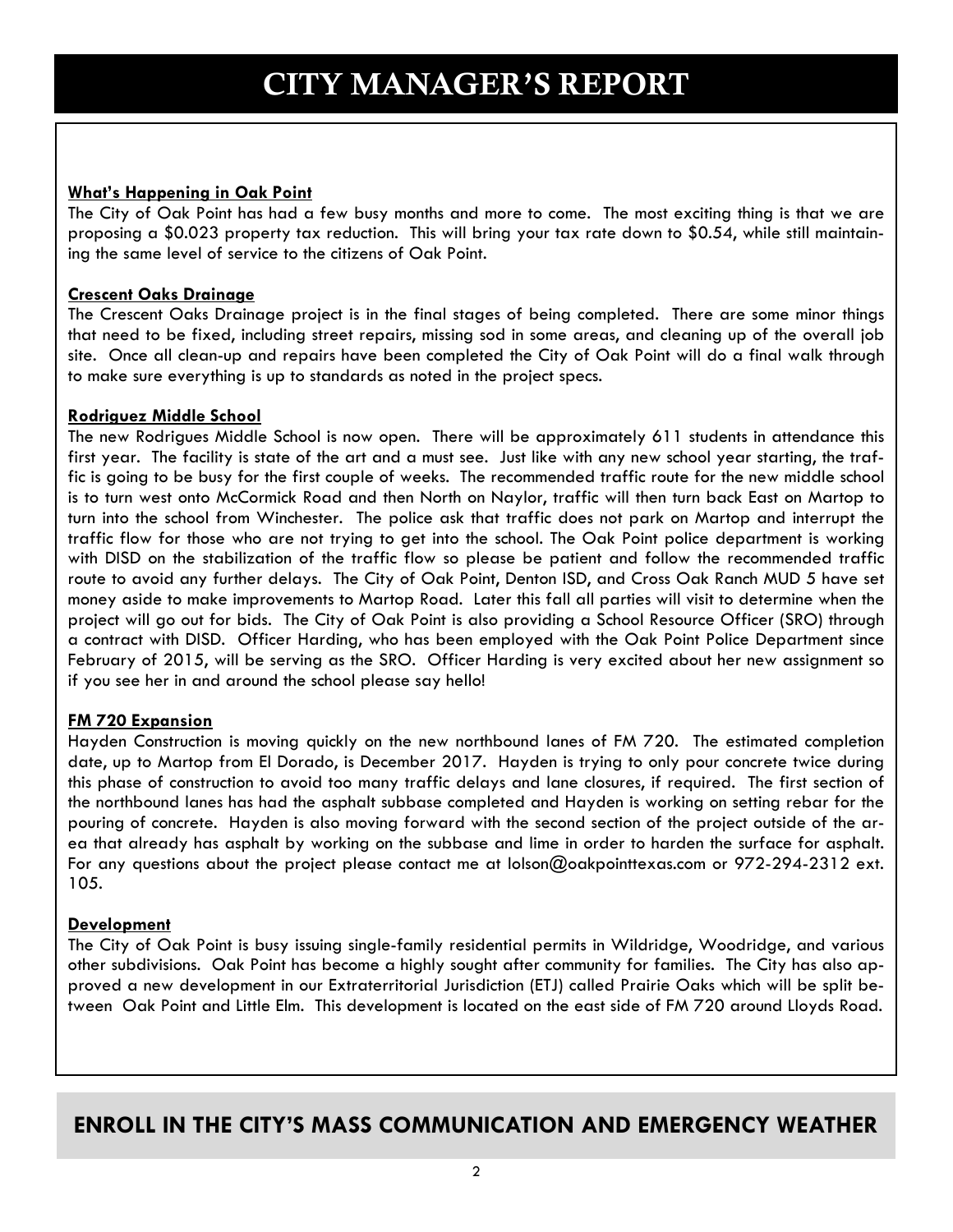# CITY MANAGER'S REPORT

**What's Happening in Oak Point**

The City of Oak Point has had a few busy months and more to come. The most exciting thing is that we are proposing a $0.023 property tax reduction. This will bring your tax rate down to $0.54, while still maintaining the same level of service to the citizens of Oak Point.

**Crescent Oaks Drainage**

The Crescent Oaks Drainage project is in the final stages of being completed. There are some minor things that need to be fixed, including street repairs, missing sod in some areas, and cleaning up of the overall job site. Once all clean-up and repairs have been completed the City of Oak Point will do a final walk through to make sure everything is up to standards as noted in the project specs.

**Rodriguez Middle School**

The new Rodrigues Middle School is now open. There will be approximately 611 students in attendance this first year. The facility is state of the art and a must see. Just like with any new school year starting, the traffic is going to be busy for the first couple of weeks. The recommended traffic route for the new middle school is to turn west onto McCormick Road and then North on Naylor, traffic will then turn back East on Martop to turn into the school from Winchester. The police ask that traffic does not park on Martop and interrupt the traffic flow for those who are not trying to get into the school. The Oak Point police department is working with DISD on the stabilization of the traffic flow so please be patient and follow the recommended traffic route to avoid any further delays. The City of Oak Point, Denton ISD, and Cross Oak Ranch MUD 5 have set money aside to make improvements to Martop Road. Later this fall all parties will visit to determine when the project will go out for bids. The City of Oak Point is also providing a School Resource Officer (SRO) through a contract with DISD. Officer Harding, who has been employed with the Oak Point Police Department since February of 2015, will be serving as the SRO. Officer Harding is very excited about her new assignment so if you see her in and around the school please say hello!

**FM 720 Expansion**

Hayden Construction is moving quickly on the new northbound lanes of FM 720. The estimated completion date, up to Martop from El Dorado, is December 2017. Hayden is trying to only pour concrete twice during this phase of construction to avoid too many traffic delays and lane closures, if required. The first section of the northbound lanes has had the asphalt subbase completed and Hayden is working on setting rebar for the pouring of concrete. Hayden is also moving forward with the second section of the project outside of the area that already has asphalt by working on the subbase and lime in order to harden the surface for asphalt. For any questions about the project please contact me at lolson@oakpointtexas.com or 972-294-2312 ext. 105.

**Development**

The City of Oak Point is busy issuing single-family residential permits in Wildridge, Woodridge, and various other subdivisions. Oak Point has become a highly sought after community for families. The City has also approved a new development in our Extraterritorial Jurisdiction (ETJ) called Prairie Oaks which will be split between Oak Point and Little Elm. This development is located on the east side of FM 720 around Lloyds Road.

## ENROLL IN THE CITY'S MASS COMMUNICATION AND EMERGENCY WEATHER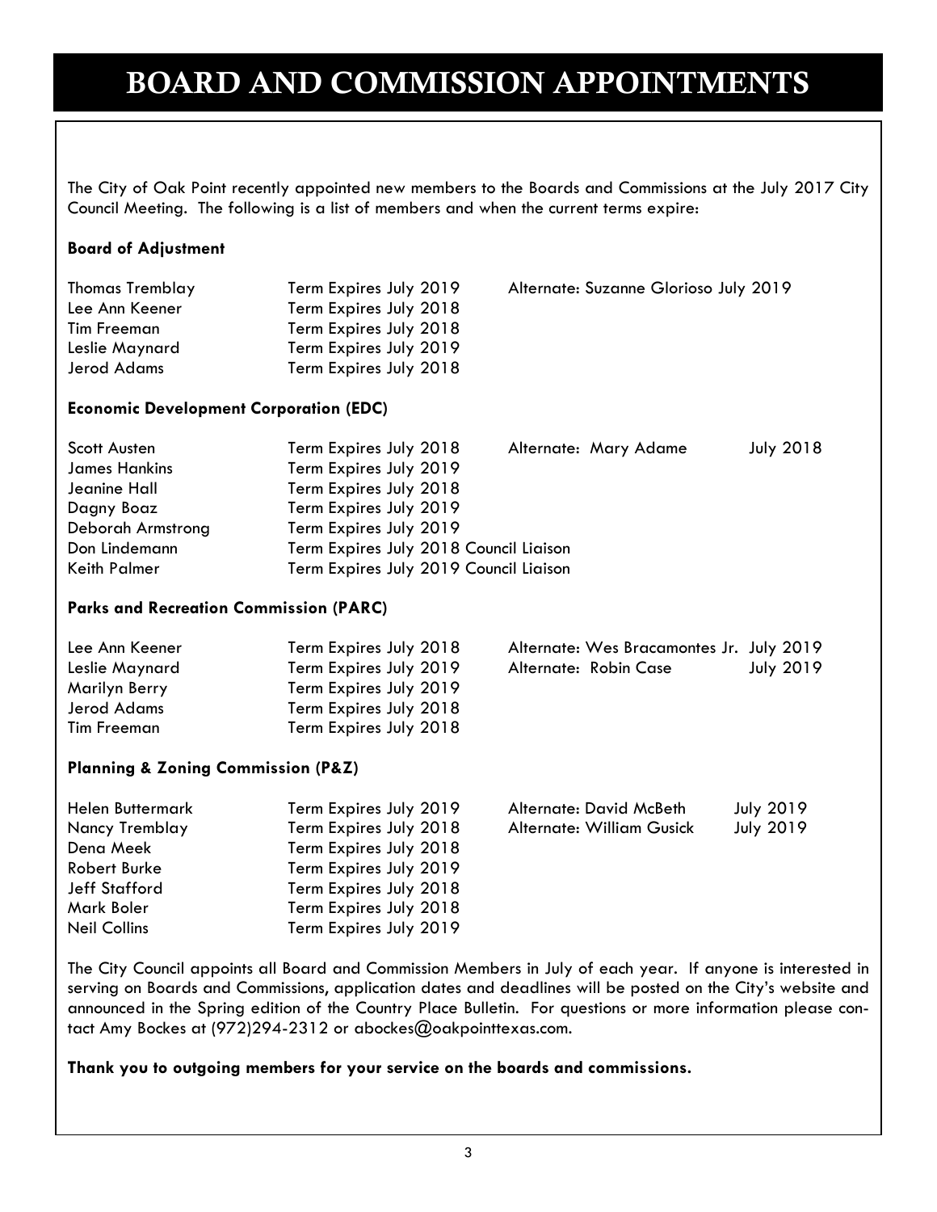# BOARD AND COMMISSION APPOINTMENTS

The City of Oak Point recently appointed new members to the Boards and Commissions at the July 2017 City Council Meeting. The following is a list of members and when the current terms expire:

**Board of Adjustment**

| Member | Term | Alternate |
| --- | --- | --- |
| Thomas Tremblay | Term Expires July 2019 | Alternate: Suzanne Glorioso July 2019 |
| Lee Ann Keener | Term Expires July 2018 | |
| Tim Freeman | Term Expires July 2018 | |
| Leslie Maynard | Term Expires July 2019 | |
| Jerod Adams | Term Expires July 2018 | |

**Economic Development Corporation (EDC)**

| Member | Term | Alternate | |
| --- | --- | --- | --- |
| Scott Austen | Term Expires July 2018 | Alternate: Mary Adame | July 2018 |
| James Hankins | Term Expires July 2019 | | |
| Jeanine Hall | Term Expires July 2018 | | |
| Dagny Boaz | Term Expires July 2019 | | |
| Deborah Armstrong | Term Expires July 2019 | | |
| Don Lindemann | Term Expires July 2018 Council Liaison | | |
| Keith Palmer | Term Expires July 2019 Council Liaison | | |

**Parks and Recreation Commission (PARC)**

| Member | Term | Alternate | |
| --- | --- | --- | --- |
| Lee Ann Keener | Term Expires July 2018 | Alternate: Wes Bracamontes Jr. | July 2019 |
| Leslie Maynard | Term Expires July 2019 | Alternate: Robin Case | July 2019 |
| Marilyn Berry | Term Expires July 2019 | | |
| Jerod Adams | Term Expires July 2018 | | |
| Tim Freeman | Term Expires July 2018 | | |

**Planning & Zoning Commission (P&Z)**

| Member | Term | Alternate | |
| --- | --- | --- | --- |
| Helen Buttermark | Term Expires July 2019 | Alternate: David McBeth | July 2019 |
| Nancy Tremblay | Term Expires July 2018 | Alternate: William Gusick | July 2019 |
| Dena Meek | Term Expires July 2018 | | |
| Robert Burke | Term Expires July 2019 | | |
| Jeff Stafford | Term Expires July 2018 | | |
| Mark Boler | Term Expires July 2018 | | |
| Neil Collins | Term Expires July 2019 | | |

The City Council appoints all Board and Commission Members in July of each year. If anyone is interested in serving on Boards and Commissions, application dates and deadlines will be posted on the City's website and announced in the Spring edition of the Country Place Bulletin. For questions or more information please contact Amy Bockes at (972)294-2312 or abockes@oakpointtexas.com.

**Thank you to outgoing members for your service on the boards and commissions.**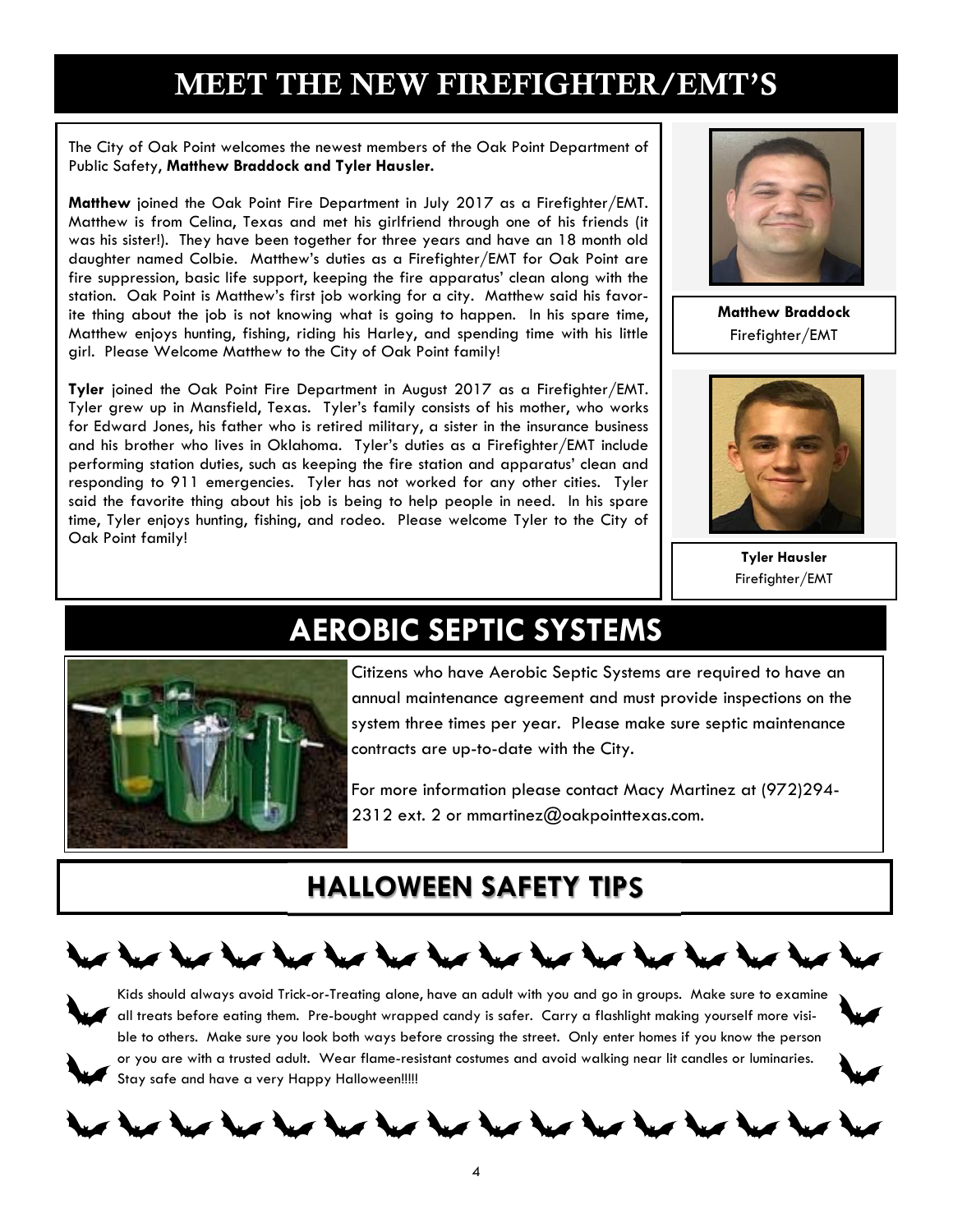# MEET THE NEW FIREFIGHTER/EMT'S

The City of Oak Point welcomes the newest members of the Oak Point Department of Public Safety, **Matthew Braddock and Tyler Hausler.**

**Matthew** joined the Oak Point Fire Department in July 2017 as a Firefighter/EMT. Matthew is from Celina, Texas and met his girlfriend through one of his friends (it was his sister!). They have been together for three years and have an 18 month old daughter named Colbie. Matthew's duties as a Firefighter/EMT for Oak Point are fire suppression, basic life support, keeping the fire apparatus' clean along with the station. Oak Point is Matthew's first job working for a city. Matthew said his favorite thing about the job is not knowing what is going to happen. In his spare time, Matthew enjoys hunting, fishing, riding his Harley, and spending time with his little girl. Please Welcome Matthew to the City of Oak Point family!

**Matthew Braddock**
Firefighter/EMT

**Tyler** joined the Oak Point Fire Department in August 2017 as a Firefighter/EMT. Tyler grew up in Mansfield, Texas. Tyler's family consists of his mother, who works for Edward Jones, his father who is retired military, a sister in the insurance business and his brother who lives in Oklahoma. Tyler's duties as a Firefighter/EMT include performing station duties, such as keeping the fire station and apparatus' clean and responding to 911 emergencies. Tyler has not worked for any other cities. Tyler said the favorite thing about his job is being to help people in need. In his spare time, Tyler enjoys hunting, fishing, and rodeo. Please welcome Tyler to the City of Oak Point family!

**Tyler Hausler**
Firefighter/EMT

# AEROBIC SEPTIC SYSTEMS

Citizens who have Aerobic Septic Systems are required to have an annual maintenance agreement and must provide inspections on the system three times per year. Please make sure septic maintenance contracts are up-to-date with the City.

For more information please contact Macy Martinez at (972)294-2312 ext. 2 or mmartinez@oakpointtexas.com.

# HALLOWEEN SAFETY TIPS

Kids should always avoid Trick-or-Treating alone, have an adult with you and go in groups. Make sure to examine all treats before eating them. Pre-bought wrapped candy is safer. Carry a flashlight making yourself more visible to others. Make sure you look both ways before crossing the street. Only enter homes if you know the person or you are with a trusted adult. Wear flame-resistant costumes and avoid walking near lit candles or luminaries. Stay safe and have a very Happy Halloween!!!!!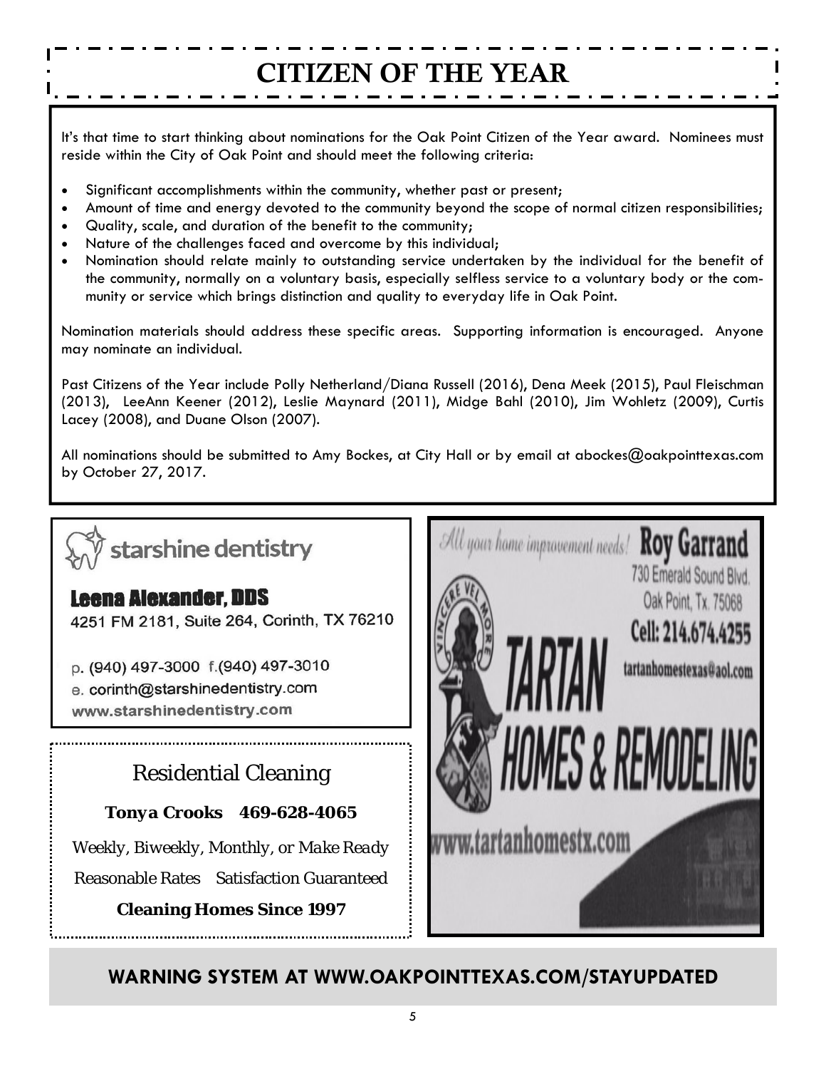# CITIZEN OF THE YEAR

It's that time to start thinking about nominations for the Oak Point Citizen of the Year award. Nominees must reside within the City of Oak Point and should meet the following criteria:

- Significant accomplishments within the community, whether past or present;
- Amount of time and energy devoted to the community beyond the scope of normal citizen responsibilities;
- Quality, scale, and duration of the benefit to the community;
- Nature of the challenges faced and overcome by this individual;
- Nomination should relate mainly to outstanding service undertaken by the individual for the benefit of the community, normally on a voluntary basis, especially selfless service to a voluntary body or the community or service which brings distinction and quality to everyday life in Oak Point.

Nomination materials should address these specific areas. Supporting information is encouraged. Anyone may nominate an individual.

Past Citizens of the Year include Polly Netherland/Diana Russell (2016), Dena Meek (2015), Paul Fleischman (2013), LeeAnn Keener (2012), Leslie Maynard (2011), Midge Bahl (2010), Jim Wohletz (2009), Curtis Lacey (2008), and Duane Olson (2007).

All nominations should be submitted to Amy Bockes, at City Hall or by email at abockes@oakpointtexas.com by October 27, 2017.

starshine dentistry

**Leena Alexander, DDS**

4251 FM 2181, Suite 264, Corinth, TX 76210

p. (940) 497-3000 f.(940) 497-3010

e. corinth@starshinedentistry.com

www.starshinedentistry.com

Residential Cleaning

**Tonya Crooks 469-628-4065**

*Weekly, Biweekly, Monthly, or Make Ready*

Reasonable Rates Satisfaction Guaranteed

**Cleaning Homes Since 1997**

*All your home improvement needs!* **Roy Garrand**

730 Emerald Sound Blvd.
Oak Point, Tx. 75068

Cell: 214.674.4255

tartanhomestexas@aol.com

TARTAN HOMES & REMODELING

www.tartanhomestx.com

**WARNING SYSTEM AT WWW.OAKPOINTTEXAS.COM/STAYUPDATED**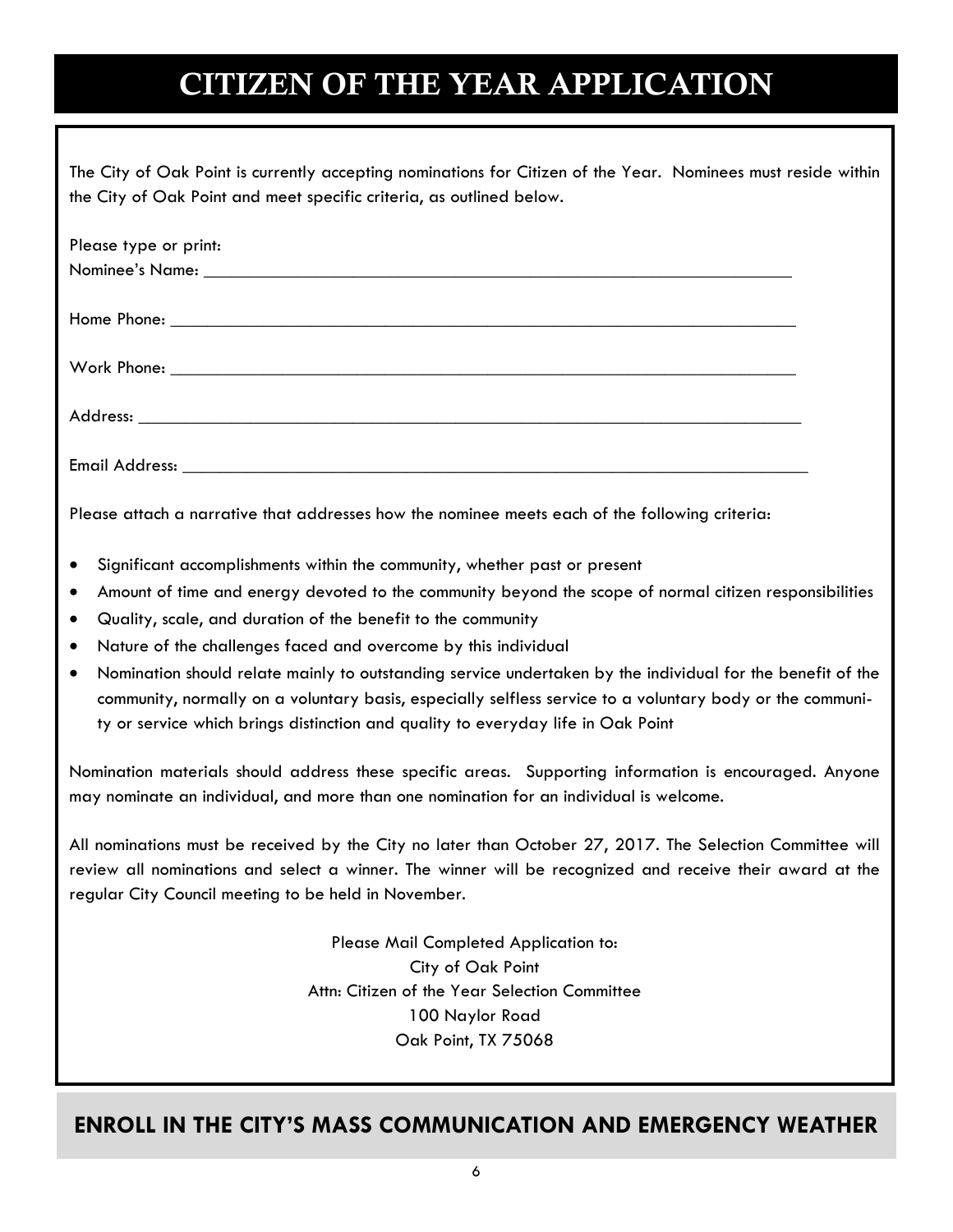# CITIZEN OF THE YEAR APPLICATION

The City of Oak Point is currently accepting nominations for Citizen of the Year. Nominees must reside within the City of Oak Point and meet specific criteria, as outlined below.

Please type or print:

Nominee's Name: ___________________________________________________________________

Home Phone: ______________________________________________________________________

Work Phone: ______________________________________________________________________

Address: _________________________________________________________________________

Email Address: ____________________________________________________________________

Please attach a narrative that addresses how the nominee meets each of the following criteria:

- Significant accomplishments within the community, whether past or present
- Amount of time and energy devoted to the community beyond the scope of normal citizen responsibilities
- Quality, scale, and duration of the benefit to the community
- Nature of the challenges faced and overcome by this individual
- Nomination should relate mainly to outstanding service undertaken by the individual for the benefit of the community, normally on a voluntary basis, especially selfless service to a voluntary body or the community or service which brings distinction and quality to everyday life in Oak Point

Nomination materials should address these specific areas. Supporting information is encouraged. Anyone may nominate an individual, and more than one nomination for an individual is welcome.

All nominations must be received by the City no later than October 27, 2017. The Selection Committee will review all nominations and select a winner. The winner will be recognized and receive their award at the regular City Council meeting to be held in November.

Please Mail Completed Application to:
City of Oak Point
Attn: Citizen of the Year Selection Committee
100 Naylor Road
Oak Point, TX 75068

## ENROLL IN THE CITY'S MASS COMMUNICATION AND EMERGENCY WEATHER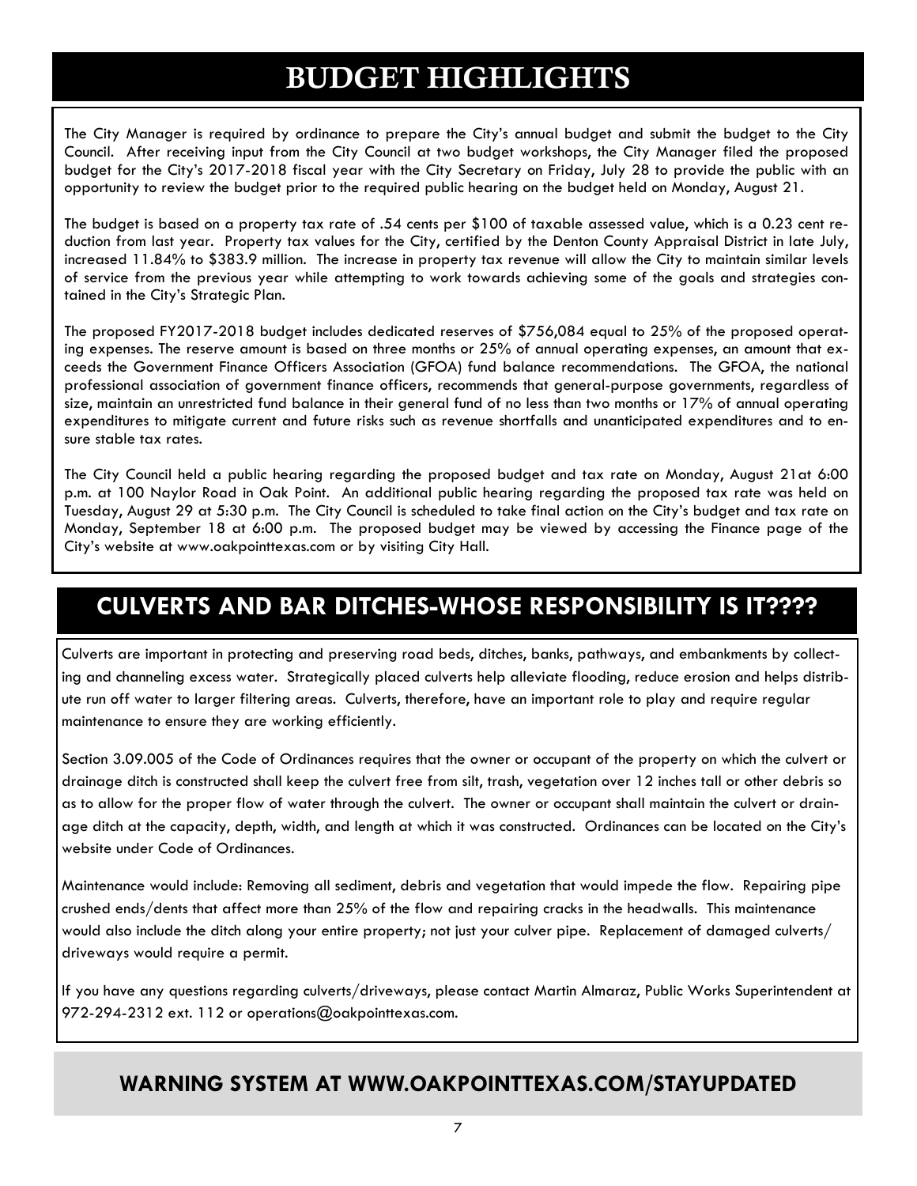# BUDGET HIGHLIGHTS

The City Manager is required by ordinance to prepare the City's annual budget and submit the budget to the City Council. After receiving input from the City Council at two budget workshops, the City Manager filed the proposed budget for the City's 2017-2018 fiscal year with the City Secretary on Friday, July 28 to provide the public with an opportunity to review the budget prior to the required public hearing on the budget held on Monday, August 21.

The budget is based on a property tax rate of .54 cents per $100 of taxable assessed value, which is a 0.23 cent reduction from last year. Property tax values for the City, certified by the Denton County Appraisal District in late July, increased 11.84% to $383.9 million. The increase in property tax revenue will allow the City to maintain similar levels of service from the previous year while attempting to work towards achieving some of the goals and strategies contained in the City's Strategic Plan.

The proposed FY2017-2018 budget includes dedicated reserves of $756,084 equal to 25% of the proposed operating expenses. The reserve amount is based on three months or 25% of annual operating expenses, an amount that exceeds the Government Finance Officers Association (GFOA) fund balance recommendations. The GFOA, the national professional association of government finance officers, recommends that general-purpose governments, regardless of size, maintain an unrestricted fund balance in their general fund of no less than two months or 17% of annual operating expenditures to mitigate current and future risks such as revenue shortfalls and unanticipated expenditures and to ensure stable tax rates.

The City Council held a public hearing regarding the proposed budget and tax rate on Monday, August 21at 6:00 p.m. at 100 Naylor Road in Oak Point. An additional public hearing regarding the proposed tax rate was held on Tuesday, August 29 at 5:30 p.m. The City Council is scheduled to take final action on the City's budget and tax rate on Monday, September 18 at 6:00 p.m. The proposed budget may be viewed by accessing the Finance page of the City's website at www.oakpointtexas.com or by visiting City Hall.

# CULVERTS AND BAR DITCHES-WHOSE RESPONSIBILITY IS IT????

Culverts are important in protecting and preserving road beds, ditches, banks, pathways, and embankments by collecting and channeling excess water. Strategically placed culverts help alleviate flooding, reduce erosion and helps distribute run off water to larger filtering areas. Culverts, therefore, have an important role to play and require regular maintenance to ensure they are working efficiently.

Section 3.09.005 of the Code of Ordinances requires that the owner or occupant of the property on which the culvert or drainage ditch is constructed shall keep the culvert free from silt, trash, vegetation over 12 inches tall or other debris so as to allow for the proper flow of water through the culvert. The owner or occupant shall maintain the culvert or drainage ditch at the capacity, depth, width, and length at which it was constructed. Ordinances can be located on the City's website under Code of Ordinances.

Maintenance would include: Removing all sediment, debris and vegetation that would impede the flow. Repairing pipe crushed ends/dents that affect more than 25% of the flow and repairing cracks in the headwalls. This maintenance would also include the ditch along your entire property; not just your culver pipe. Replacement of damaged culverts/driveways would require a permit.

If you have any questions regarding culverts/driveways, please contact Martin Almaraz, Public Works Superintendent at 972-294-2312 ext. 112 or operations@oakpointtexas.com.

## WARNING SYSTEM AT WWW.OAKPOINTTEXAS.COM/STAYUPDATED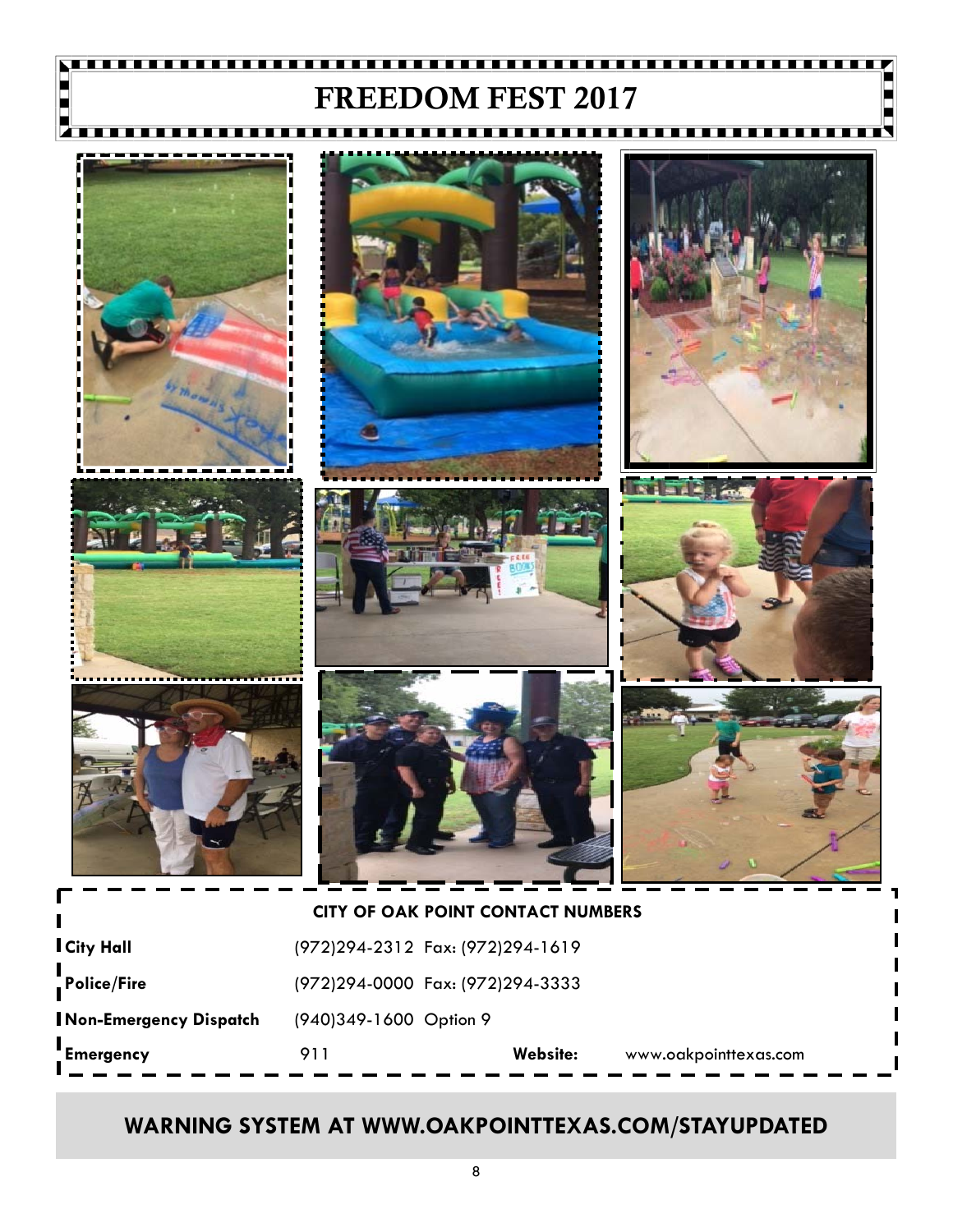# FREEDOM FEST 2017

**CITY OF OAK POINT CONTACT NUMBERS**

| | | | |
|---|---|---|---|
| **City Hall** | (972)294-2312 Fax: (972)294-1619 | | |
| **Police/Fire** | (972)294-0000 Fax: (972)294-3333 | | |
| **Non-Emergency Dispatch** | (940)349-1600 Option 9 | | |
| **Emergency** | 911 | **Website:** | www.oakpointtexas.com |

## WARNING SYSTEM AT WWW.OAKPOINTTEXAS.COM/STAYUPDATED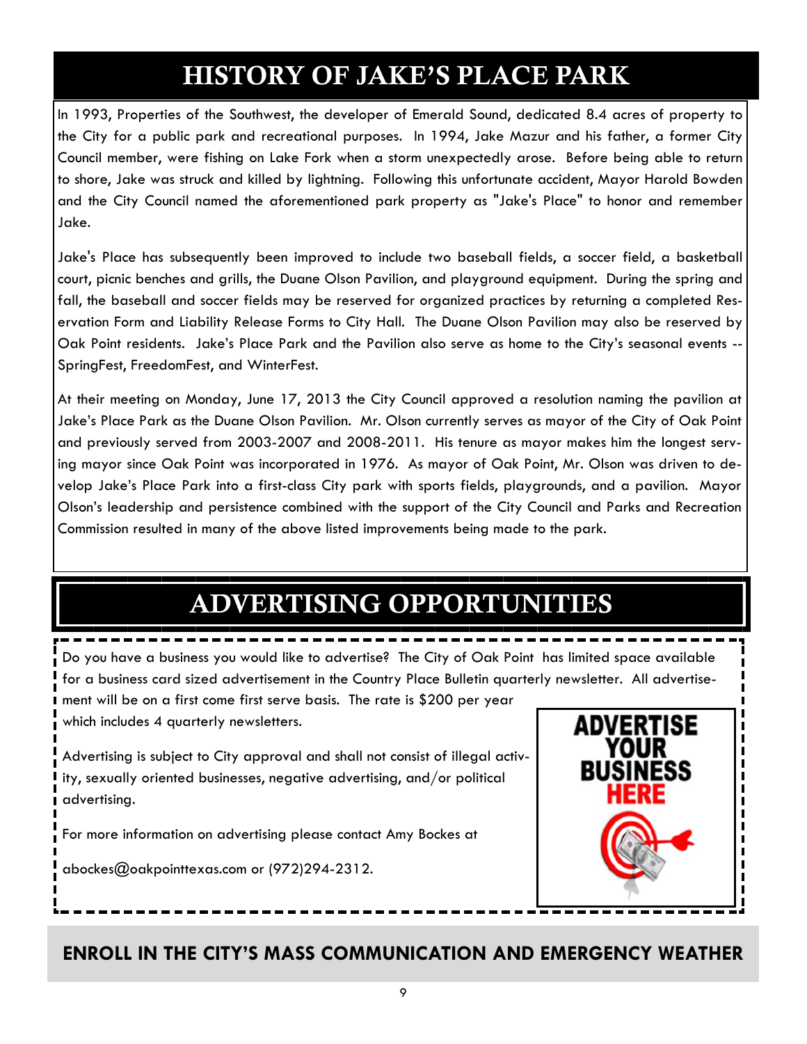# HISTORY OF JAKE'S PLACE PARK

In 1993, Properties of the Southwest, the developer of Emerald Sound, dedicated 8.4 acres of property to the City for a public park and recreational purposes. In 1994, Jake Mazur and his father, a former City Council member, were fishing on Lake Fork when a storm unexpectedly arose. Before being able to return to shore, Jake was struck and killed by lightning. Following this unfortunate accident, Mayor Harold Bowden and the City Council named the aforementioned park property as "Jake's Place" to honor and remember Jake.

Jake's Place has subsequently been improved to include two baseball fields, a soccer field, a basketball court, picnic benches and grills, the Duane Olson Pavilion, and playground equipment. During the spring and fall, the baseball and soccer fields may be reserved for organized practices by returning a completed Reservation Form and Liability Release Forms to City Hall. The Duane Olson Pavilion may also be reserved by Oak Point residents. Jake's Place Park and the Pavilion also serve as home to the City's seasonal events -- SpringFest, FreedomFest, and WinterFest.

At their meeting on Monday, June 17, 2013 the City Council approved a resolution naming the pavilion at Jake's Place Park as the Duane Olson Pavilion. Mr. Olson currently serves as mayor of the City of Oak Point and previously served from 2003-2007 and 2008-2011. His tenure as mayor makes him the longest serving mayor since Oak Point was incorporated in 1976. As mayor of Oak Point, Mr. Olson was driven to develop Jake's Place Park into a first-class City park with sports fields, playgrounds, and a pavilion. Mayor Olson's leadership and persistence combined with the support of the City Council and Parks and Recreation Commission resulted in many of the above listed improvements being made to the park.

# ADVERTISING OPPORTUNITIES

Do you have a business you would like to advertise? The City of Oak Point has limited space available for a business card sized advertisement in the Country Place Bulletin quarterly newsletter. All advertisement will be on a first come first serve basis. The rate is $200 per year which includes 4 quarterly newsletters.

Advertising is subject to City approval and shall not consist of illegal activity, sexually oriented businesses, negative advertising, and/or political advertising.

For more information on advertising please contact Amy Bockes at

abockes@oakpointtexas.com or (972)294-2312.

ADVERTISE YOUR BUSINESS HERE

## ENROLL IN THE CITY'S MASS COMMUNICATION AND EMERGENCY WEATHER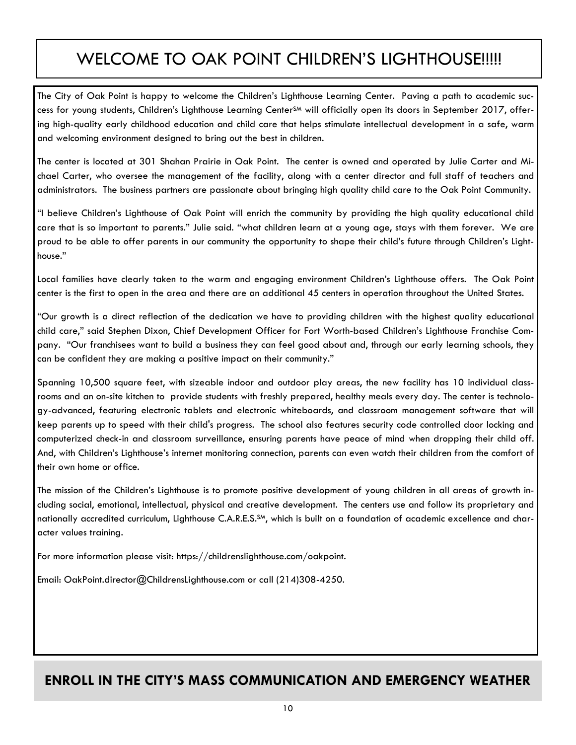# WELCOME TO OAK POINT CHILDREN'S LIGHTHOUSE!!!!!

The City of Oak Point is happy to welcome the Children's Lighthouse Learning Center. Paving a path to academic success for young students, Children's Lighthouse Learning Center℠ will officially open its doors in September 2017, offering high-quality early childhood education and child care that helps stimulate intellectual development in a safe, warm and welcoming environment designed to bring out the best in children.

The center is located at 301 Shahan Prairie in Oak Point. The center is owned and operated by Julie Carter and Michael Carter, who oversee the management of the facility, along with a center director and full staff of teachers and administrators. The business partners are passionate about bringing high quality child care to the Oak Point Community.

"I believe Children's Lighthouse of Oak Point will enrich the community by providing the high quality educational child care that is so important to parents." Julie said. "what children learn at a young age, stays with them forever. We are proud to be able to offer parents in our community the opportunity to shape their child's future through Children's Lighthouse."

Local families have clearly taken to the warm and engaging environment Children's Lighthouse offers. The Oak Point center is the first to open in the area and there are an additional 45 centers in operation throughout the United States.

"Our growth is a direct reflection of the dedication we have to providing children with the highest quality educational child care," said Stephen Dixon, Chief Development Officer for Fort Worth-based Children's Lighthouse Franchise Company. "Our franchisees want to build a business they can feel good about and, through our early learning schools, they can be confident they are making a positive impact on their community."

Spanning 10,500 square feet, with sizeable indoor and outdoor play areas, the new facility has 10 individual classrooms and an on-site kitchen to provide students with freshly prepared, healthy meals every day. The center is technology-advanced, featuring electronic tablets and electronic whiteboards, and classroom management software that will keep parents up to speed with their child's progress. The school also features security code controlled door locking and computerized check-in and classroom surveillance, ensuring parents have peace of mind when dropping their child off. And, with Children's Lighthouse's internet monitoring connection, parents can even watch their children from the comfort of their own home or office.

The mission of the Children's Lighthouse is to promote positive development of young children in all areas of growth including social, emotional, intellectual, physical and creative development. The centers use and follow its proprietary and nationally accredited curriculum, Lighthouse C.A.R.E.S.℠, which is built on a foundation of academic excellence and character values training.

For more information please visit: https://childrenslighthouse.com/oakpoint.

Email: OakPoint.director@ChildrensLighthouse.com or call (214)308-4250.

## ENROLL IN THE CITY'S MASS COMMUNICATION AND EMERGENCY WEATHER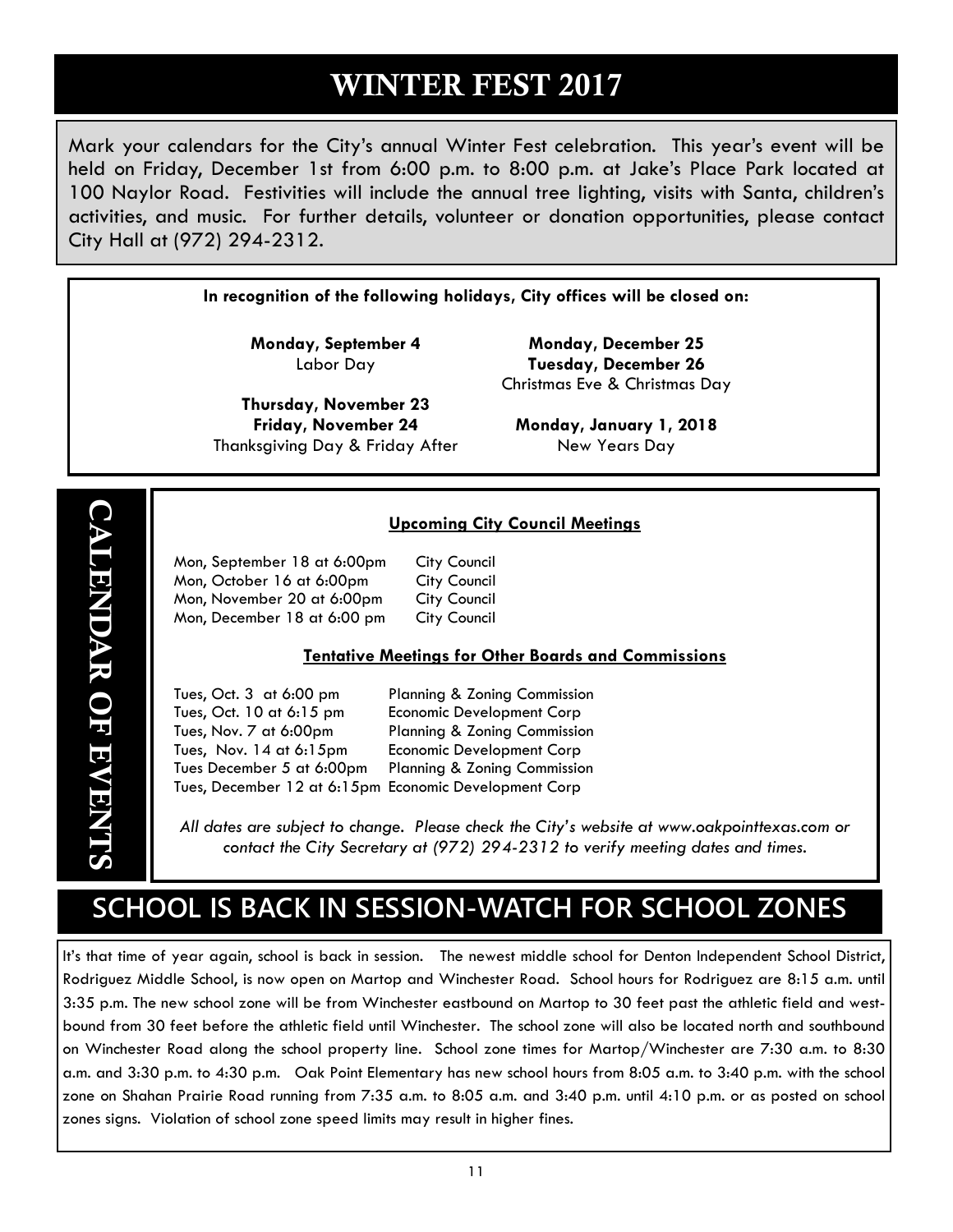# WINTER FEST 2017

Mark your calendars for the City's annual Winter Fest celebration. This year's event will be held on Friday, December 1st from 6:00 p.m. to 8:00 p.m. at Jake's Place Park located at 100 Naylor Road. Festivities will include the annual tree lighting, visits with Santa, children's activities, and music. For further details, volunteer or donation opportunities, please contact City Hall at (972) 294-2312.

**In recognition of the following holidays, City offices will be closed on:**

**Monday, September 4**
Labor Day

**Thursday, November 23**
**Friday, November 24**
Thanksgiving Day & Friday After

**Monday, December 25**
**Tuesday, December 26**
Christmas Eve & Christmas Day

**Monday, January 1, 2018**
New Years Day

# CALENDAR OF EVENTS

**Upcoming City Council Meetings**

| Date | Meeting |
|---|---|
| Mon, September 18 at 6:00pm | City Council |
| Mon, October 16 at 6:00pm | City Council |
| Mon, November 20 at 6:00pm | City Council |
| Mon, December 18 at 6:00 pm | City Council |

**Tentative Meetings for Other Boards and Commissions**

| Date | Meeting |
|---|---|
| Tues, Oct. 3 at 6:00 pm | Planning & Zoning Commission |
| Tues, Oct. 10 at 6:15 pm | Economic Development Corp |
| Tues, Nov. 7 at 6:00pm | Planning & Zoning Commission |
| Tues, Nov. 14 at 6:15pm | Economic Development Corp |
| Tues December 5 at 6:00pm | Planning & Zoning Commission |
| Tues, December 12 at 6:15pm | Economic Development Corp |

*All dates are subject to change. Please check the City's website at www.oakpointtexas.com or contact the City Secretary at (972) 294-2312 to verify meeting dates and times.*

# SCHOOL IS BACK IN SESSION-WATCH FOR SCHOOL ZONES

It's that time of year again, school is back in session. The newest middle school for Denton Independent School District, Rodriguez Middle School, is now open on Martop and Winchester Road. School hours for Rodriguez are 8:15 a.m. until 3:35 p.m. The new school zone will be from Winchester eastbound on Martop to 30 feet past the athletic field and westbound from 30 feet before the athletic field until Winchester. The school zone will also be located north and southbound on Winchester Road along the school property line. School zone times for Martop/Winchester are 7:30 a.m. to 8:30 a.m. and 3:30 p.m. to 4:30 p.m. Oak Point Elementary has new school hours from 8:05 a.m. to 3:40 p.m. with the school zone on Shahan Prairie Road running from 7:35 a.m. to 8:05 a.m. and 3:40 p.m. until 4:10 p.m. or as posted on school zones signs. Violation of school zone speed limits may result in higher fines.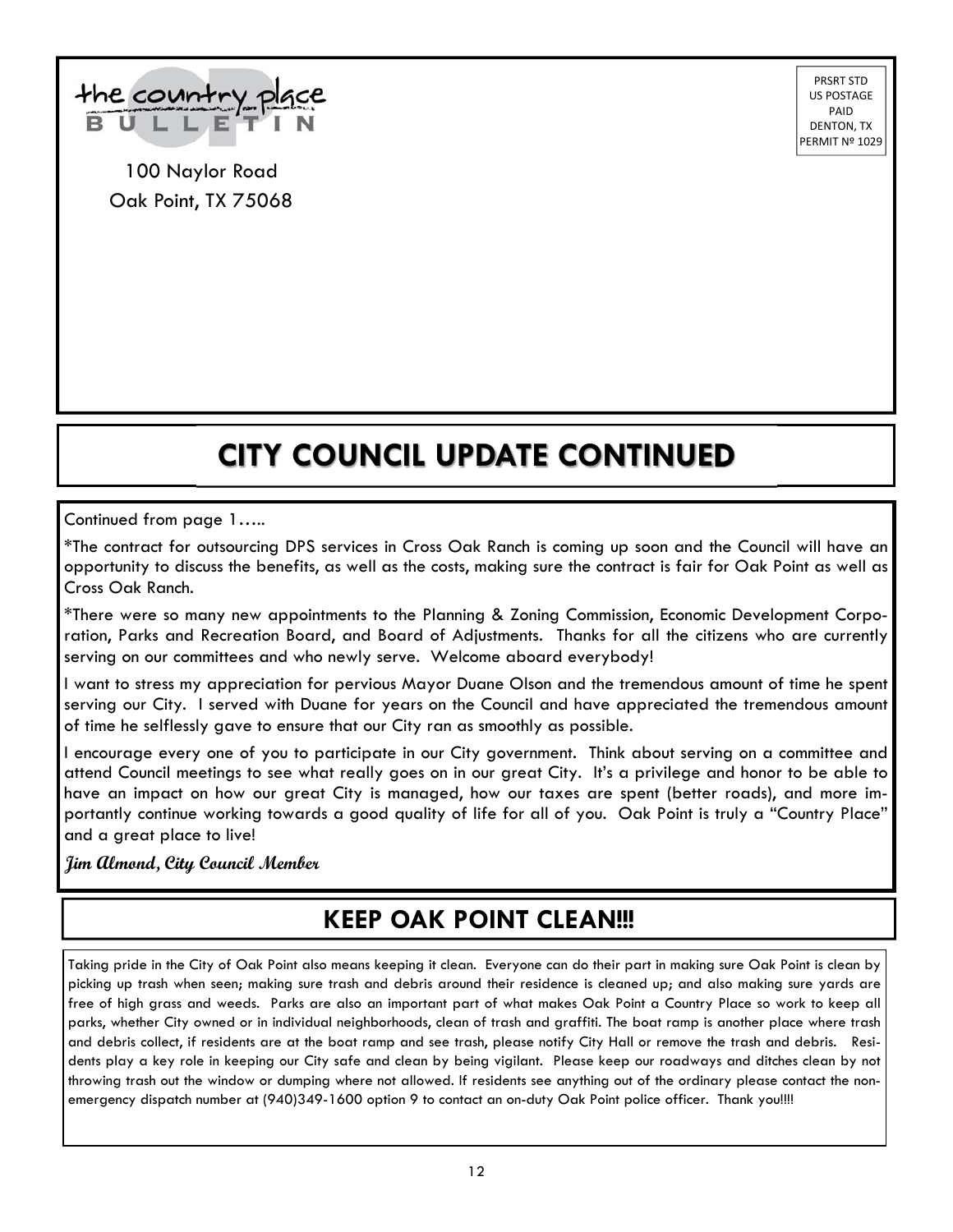the country place BULLETIN

100 Naylor Road
Oak Point, TX 75068

PRSRT STD
US POSTAGE
PAID
DENTON, TX
PERMIT Nº 1029

# CITY COUNCIL UPDATE CONTINUED

Continued from page 1…..

*The contract for outsourcing DPS services in Cross Oak Ranch is coming up soon and the Council will have an opportunity to discuss the benefits, as well as the costs, making sure the contract is fair for Oak Point as well as Cross Oak Ranch.

*There were so many new appointments to the Planning & Zoning Commission, Economic Development Corporation, Parks and Recreation Board, and Board of Adjustments. Thanks for all the citizens who are currently serving on our committees and who newly serve. Welcome aboard everybody!

I want to stress my appreciation for pervious Mayor Duane Olson and the tremendous amount of time he spent serving our City. I served with Duane for years on the Council and have appreciated the tremendous amount of time he selflessly gave to ensure that our City ran as smoothly as possible.

I encourage every one of you to participate in our City government. Think about serving on a committee and attend Council meetings to see what really goes on in our great City. It's a privilege and honor to be able to have an impact on how our great City is managed, how our taxes are spent (better roads), and more importantly continue working towards a good quality of life for all of you. Oak Point is truly a "Country Place" and a great place to live!

**Jim Almond, City Council Member**

## KEEP OAK POINT CLEAN!!!

Taking pride in the City of Oak Point also means keeping it clean. Everyone can do their part in making sure Oak Point is clean by picking up trash when seen; making sure trash and debris around their residence is cleaned up; and also making sure yards are free of high grass and weeds. Parks are also an important part of what makes Oak Point a Country Place so work to keep all parks, whether City owned or in individual neighborhoods, clean of trash and graffiti. The boat ramp is another place where trash and debris collect, if residents are at the boat ramp and see trash, please notify City Hall or remove the trash and debris. Residents play a key role in keeping our City safe and clean by being vigilant. Please keep our roadways and ditches clean by not throwing trash out the window or dumping where not allowed. If residents see anything out of the ordinary please contact the non-emergency dispatch number at (940)349-1600 option 9 to contact an on-duty Oak Point police officer. Thank you!!!!